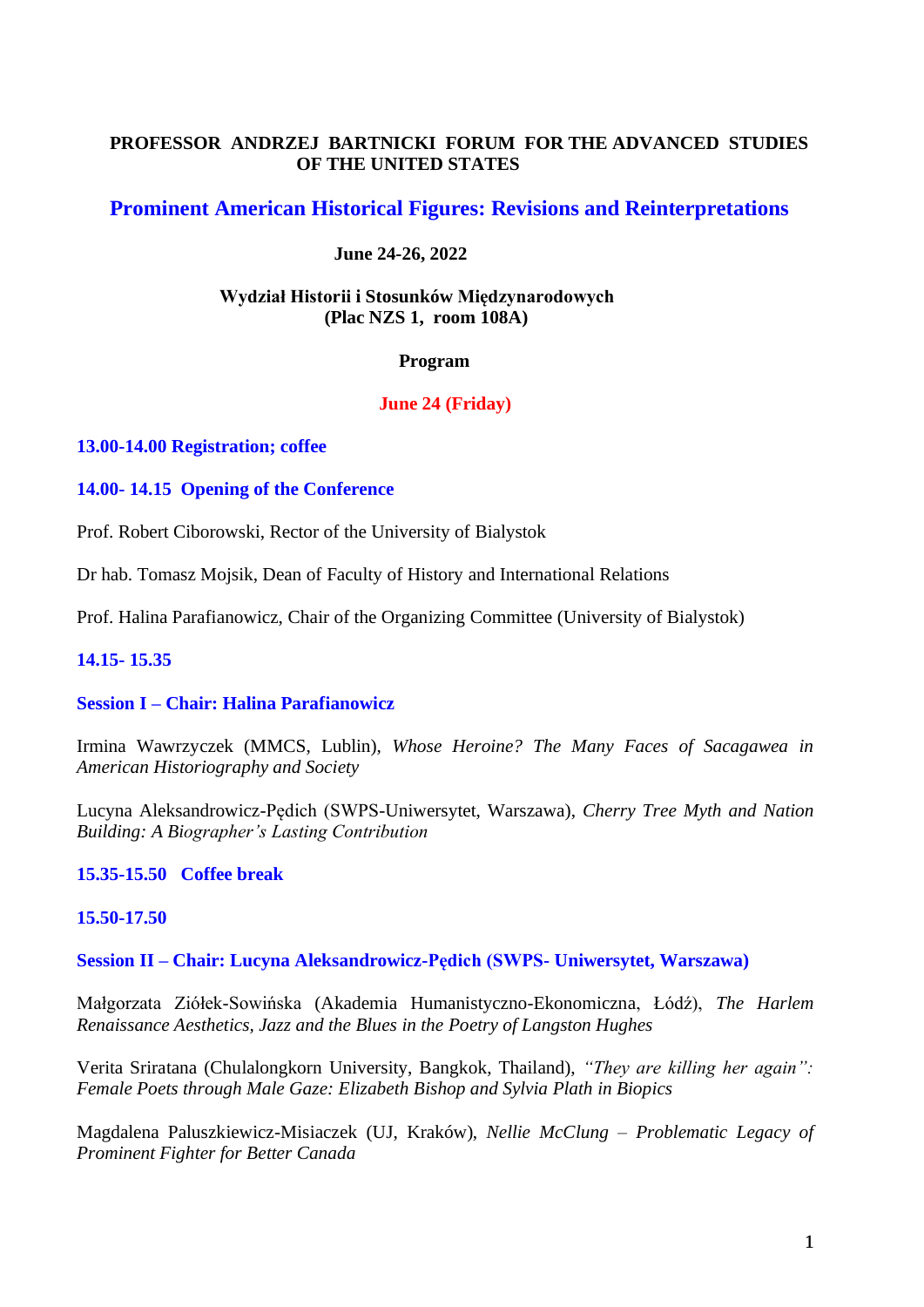**PROFESSOR ANDRZEJ BARTNICKI FORUM FOR THE ADVANCED STUDIES OF THE UNITED STATES**

# Prominent American Historical Figures: Revisions and Reinterpretations

**June 24-26, 2022**

**Wydział Historii i Stosunków Międzynarodowych**
**(Plac NZS 1, room 108A)**

**Program**

## June 24 (Friday)

**13.00-14.00 Registration; coffee**

**14.00- 14.15 Opening of the Conference**

Prof. Robert Ciborowski, Rector of the University of Bialystok

Dr hab. Tomasz Mojsik, Dean of Faculty of History and International Relations

Prof. Halina Parafianowicz, Chair of the Organizing Committee (University of Bialystok)

**14.15- 15.35**

**Session I – Chair: Halina Parafianowicz**

Irmina Wawrzyczek (MMCS, Lublin), *Whose Heroine? The Many Faces of Sacagawea in American Historiography and Society*

Lucyna Aleksandrowicz-Pędich (SWPS-Uniwersytet, Warszawa), *Cherry Tree Myth and Nation Building: A Biographer's Lasting Contribution*

**15.35-15.50 Coffee break**

**15.50-17.50**

**Session II – Chair: Lucyna Aleksandrowicz-Pędich (SWPS- Uniwersytet, Warszawa)**

Małgorzata Ziółek-Sowińska (Akademia Humanistyczno-Ekonomiczna, Łódź), *The Harlem Renaissance Aesthetics, Jazz and the Blues in the Poetry of Langston Hughes*

Verita Sriratana (Chulalongkorn University, Bangkok, Thailand), *"They are killing her again": Female Poets through Male Gaze: Elizabeth Bishop and Sylvia Plath in Biopics*

Magdalena Paluszkiewicz-Misiaczek (UJ, Kraków), *Nellie McClung – Problematic Legacy of Prominent Fighter for Better Canada*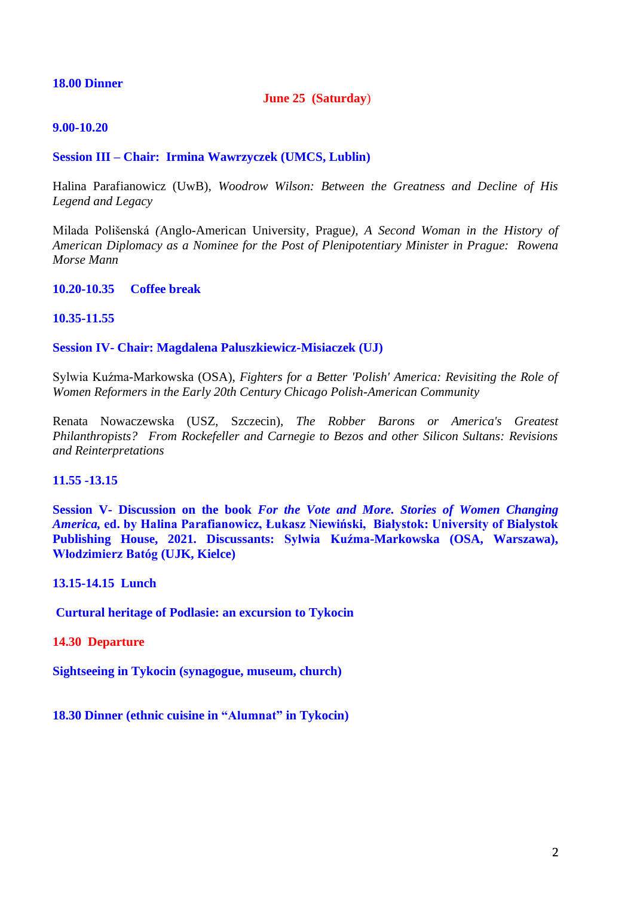**18.00 Dinner**

## June 25 (Saturday)

**9.00-10.20**

**Session III – Chair: Irmina Wawrzyczek (UMCS, Lublin)**

Halina Parafianowicz (UwB), *Woodrow Wilson: Between the Greatness and Decline of His Legend and Legacy*

Milada Polišenská *(*Anglo-American University, Prague*), A Second Woman in the History of American Diplomacy as a Nominee for the Post of Plenipotentiary Minister in Prague: Rowena Morse Mann*

**10.20-10.35 Coffee break**

**10.35-11.55**

**Session IV- Chair: Magdalena Paluszkiewicz-Misiaczek (UJ)**

Sylwia Kuźma-Markowska (OSA), *Fighters for a Better 'Polish' America: Revisiting the Role of Women Reformers in the Early 20th Century Chicago Polish-American Community*

Renata Nowaczewska (USZ, Szczecin), *The Robber Barons or America's Greatest Philanthropists? From Rockefeller and Carnegie to Bezos and other Silicon Sultans: Revisions and Reinterpretations*

**11.55 -13.15**

**Session V- Discussion on the book *For the Vote and More. Stories of Women Changing America*, ed. by Halina Parafianowicz, Łukasz Niewiński, Białystok: University of Bialystok Publishing House, 2021. Discussants: Sylwia Kuźma-Markowska (OSA, Warszawa), Włodzimierz Batóg (UJK, Kielce)**

**13.15-14.15 Lunch**

**Curtural heritage of Podlasie: an excursion to Tykocin**

**14.30 Departure**

**Sightseeing in Tykocin (synagogue, museum, church)**

**18.30 Dinner (ethnic cuisine in "Alumnat" in Tykocin)**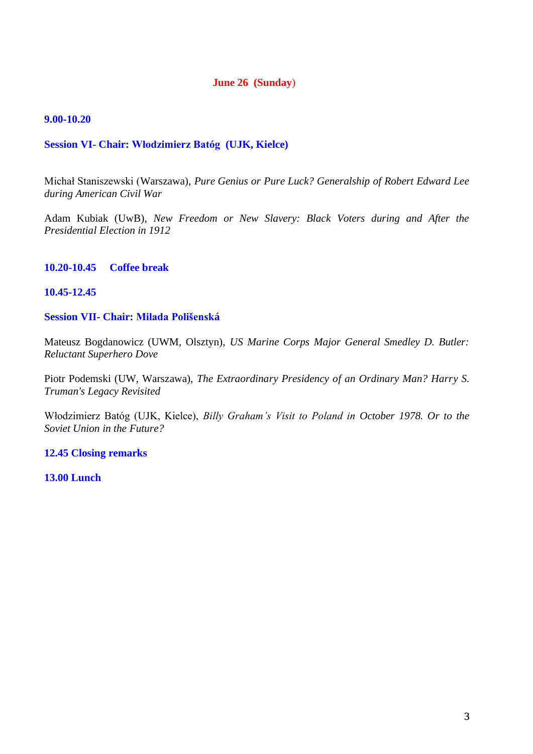## June 26 (Sunday)

**9.00-10.20**

**Session VI- Chair: Włodzimierz Batóg (UJK, Kielce)**

Michał Staniszewski (Warszawa), *Pure Genius or Pure Luck? Generalship of Robert Edward Lee during American Civil War*

Adam Kubiak (UwB), *New Freedom or New Slavery: Black Voters during and After the Presidential Election in 1912*

**10.20-10.45 Coffee break**

**10.45-12.45**

**Session VII- Chair: Milada Polišenská**

Mateusz Bogdanowicz (UWM, Olsztyn), *US Marine Corps Major General Smedley D. Butler: Reluctant Superhero Dove*

Piotr Podemski (UW, Warszawa), *The Extraordinary Presidency of an Ordinary Man? Harry S. Truman's Legacy Revisited*

Włodzimierz Batóg (UJK, Kielce), *Billy Graham's Visit to Poland in October 1978. Or to the Soviet Union in the Future?*

**12.45 Closing remarks**

**13.00 Lunch**